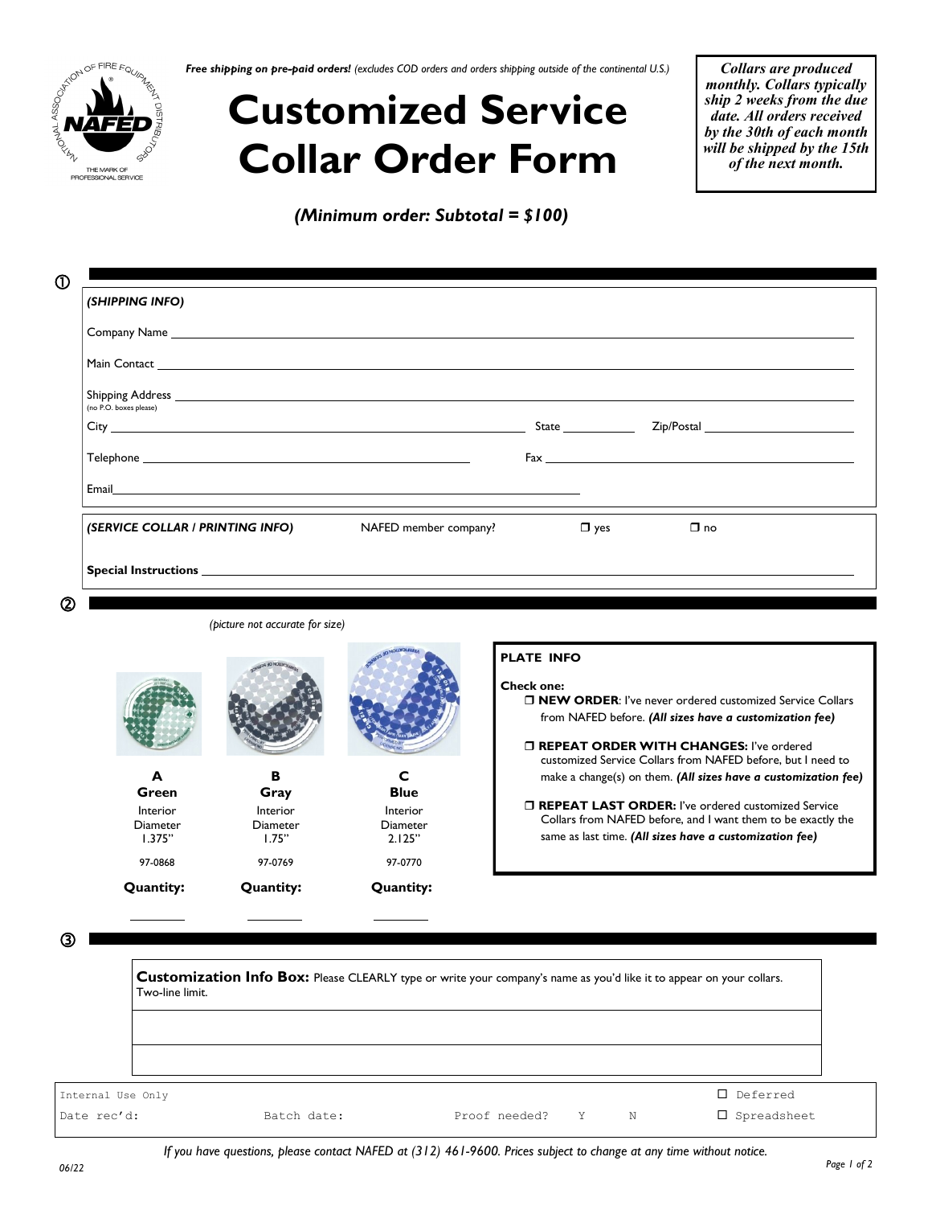*Free shipping on pre-paid orders!* *(excludes COD orders and orders shipping outside of the continental U.S.)*

# Customized Service Collar Order Form

***Collars are produced monthly. Collars typically ship 2 weeks from the due date. All orders received by the 30th of each month will be shipped by the 15th of the next month.***

***(Minimum order: Subtotal = $100)***

## ①

***(SHIPPING INFO)***

Company Name ______________________________

Main Contact ______________________________

Shipping Address ______________________________
(no P.O. boxes please)

City ______________________ State __________ Zip/Postal __________

Telephone ______________________ Fax ______________________

Email ______________________

***(SERVICE COLLAR / PRINTING INFO)*** NAFED member company? ❒ yes ❒ no

**Special Instructions** ______________________________

## ②

*(picture not accurate for size)*

| **A** | **B** | **C** |
|---|---|---|
| **Green** | **Gray** | **Blue** |
| Interior Diameter 1.375" | Interior Diameter 1.75" | Interior Diameter 2.125" |
| 97-0868 | 97-0769 | 97-0770 |
| **Quantity:** ______ | **Quantity:** ______ | **Quantity:** ______ |

**PLATE INFO**

**Check one:**

- ❒ **NEW ORDER**: I've never ordered customized Service Collars from NAFED before. ***(All sizes have a customization fee)***
- ❒ **REPEAT ORDER WITH CHANGES:** I've ordered customized Service Collars from NAFED before, but I need to make a change(s) on them. ***(All sizes have a customization fee)***
- ❒ **REPEAT LAST ORDER:** I've ordered customized Service Collars from NAFED before, and I want them to be exactly the same as last time. ***(All sizes have a customization fee)***

## ③

**Customization Info Box:** Please CLEARLY type or write your company's name as you'd like it to appear on your collars. Two-line limit.

______________________________

______________________________

| Internal Use Only | | | | | ☐ Deferred |
|---|---|---|---|---|---|
| Date rec'd: | Batch date: | Proof needed? | Y | N | ☐ Spreadsheet |

*If you have questions, please contact NAFED at (312) 461-9600. Prices subject to change at any time without notice.*

*06/22*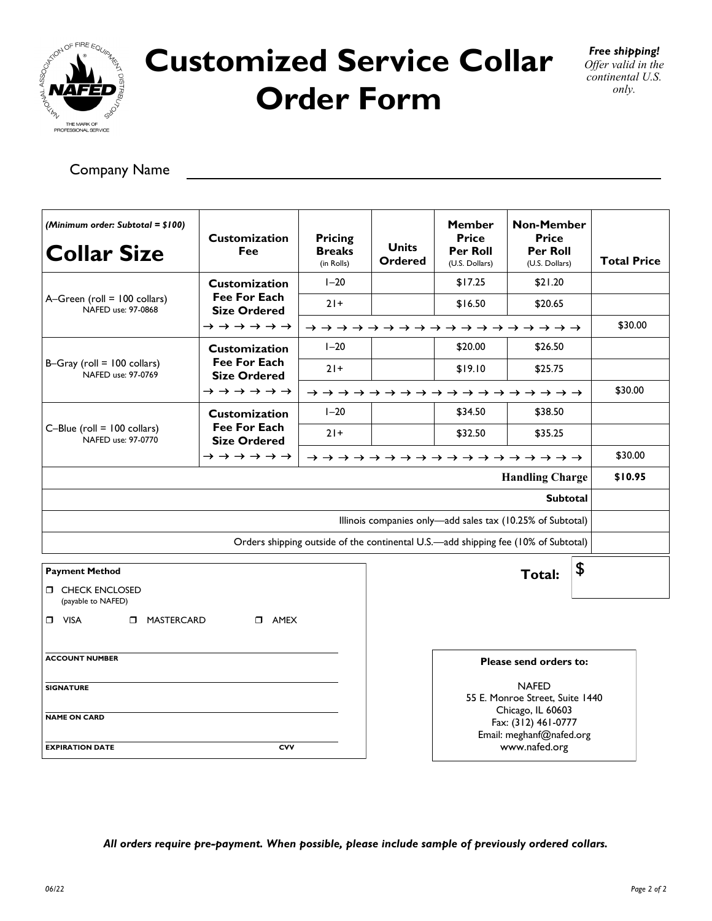# Customized Service Collar Order Form

***Free shipping!*** *Offer valid in the continental U.S. only.*

Company Name ______________________________________________

| *(Minimum order: Subtotal = $100)* **Collar Size** | **Customization Fee** | **Pricing Breaks** (in Rolls) | **Units Ordered** | **Member Price Per Roll** (U.S. Dollars) | **Non-Member Price Per Roll** (U.S. Dollars) | **Total Price** |
|---|---|---|---|---|---|---|
| A–Green (roll = 100 collars) NAFED use: 97-0868 | **Customization Fee For Each Size Ordered** | 1–20 | | $17.25 | $21.20 | |
| | | 21+ | | $16.50 | $20.65 | |
| | → → → → → → | → → → → → → → → → → → → → → → → → → | | | | $30.00 |
| B–Gray (roll = 100 collars) NAFED use: 97-0769 | **Customization Fee For Each Size Ordered** | 1–20 | | $20.00 | $26.50 | |
| | | 21+ | | $19.10 | $25.75 | |
| | → → → → → → | → → → → → → → → → → → → → → → → → → | | | | $30.00 |
| C–Blue (roll = 100 collars) NAFED use: 97-0770 | **Customization Fee For Each Size Ordered** | 1–20 | | $34.50 | $38.50 | |
| | | 21+ | | $32.50 | $35.25 | |
| | → → → → → → | → → → → → → → → → → → → → → → → → → | | | | $30.00 |
| | | | | | **Handling Charge** | **$10.95** |
| | | | | | **Subtotal** | |
| | | | | | Illinois companies only—add sales tax (10.25% of Subtotal) | |
| | | | | | Orders shipping outside of the continental U.S.—add shipping fee (10% of Subtotal) | |

**Total:** **$** ________

**Payment Method**

- ☐ CHECK ENCLOSED (payable to NAFED)
- ☐ VISA ☐ MASTERCARD ☐ AMEX

**ACCOUNT NUMBER** ______________________________

**SIGNATURE** ______________________________

**NAME ON CARD** ______________________________

**EXPIRATION DATE** ______________________________ **CVV** ________

**Please send orders to:**

NAFED
55 E. Monroe Street, Suite 1440
Chicago, IL 60603
Fax: (312) 461-0777
Email: meghanf@nafed.org
www.nafed.org

***All orders require pre-payment. When possible, please include sample of previously ordered collars.***

*06/22*